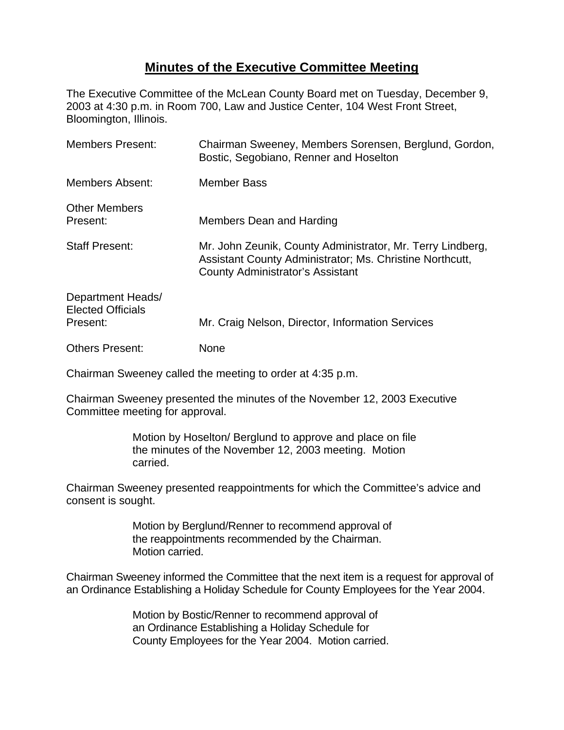# **Minutes of the Executive Committee Meeting**

The Executive Committee of the McLean County Board met on Tuesday, December 9, 2003 at 4:30 p.m. in Room 700, Law and Justice Center, 104 West Front Street, Bloomington, Illinois.

| | |
|---|---|
| Members Present: | Chairman Sweeney, Members Sorensen, Berglund, Gordon, Bostic, Segobiano, Renner and Hoselton |
| Members Absent: | Member Bass |
| Other Members Present: | Members Dean and Harding |
| Staff Present: | Mr. John Zeunik, County Administrator, Mr. Terry Lindberg, Assistant County Administrator; Ms. Christine Northcutt, County Administrator's Assistant |
| Department Heads/ Elected Officials Present: | Mr. Craig Nelson, Director, Information Services |
| Others Present: | None |

Chairman Sweeney called the meeting to order at 4:35 p.m.

Chairman Sweeney presented the minutes of the November 12, 2003 Executive Committee meeting for approval.

> Motion by Hoselton/ Berglund to approve and place on file the minutes of the November 12, 2003 meeting. Motion carried.

Chairman Sweeney presented reappointments for which the Committee's advice and consent is sought.

> Motion by Berglund/Renner to recommend approval of the reappointments recommended by the Chairman. Motion carried.

Chairman Sweeney informed the Committee that the next item is a request for approval of an Ordinance Establishing a Holiday Schedule for County Employees for the Year 2004.

> Motion by Bostic/Renner to recommend approval of an Ordinance Establishing a Holiday Schedule for County Employees for the Year 2004. Motion carried.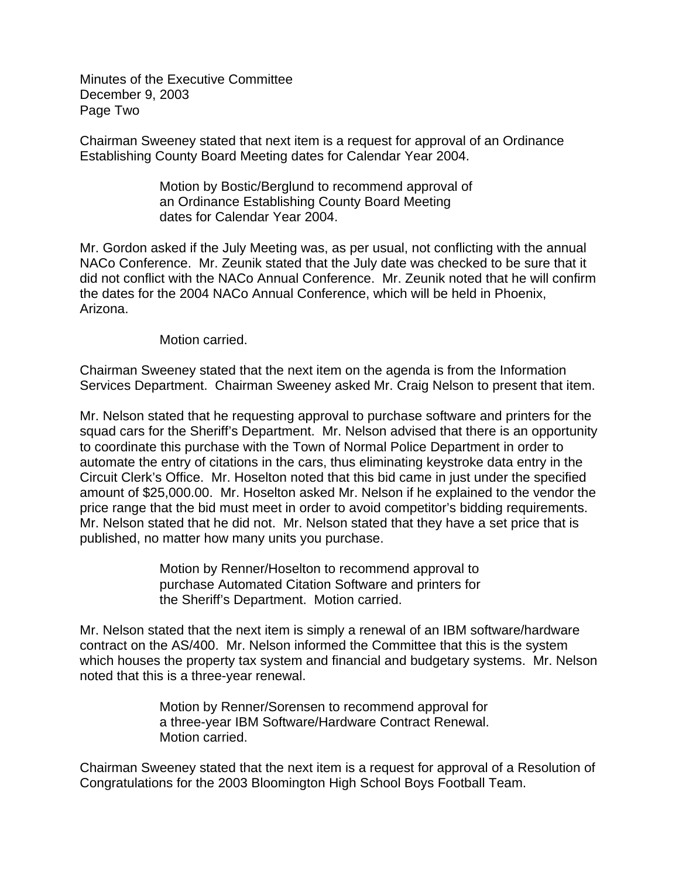Chairman Sweeney stated that next item is a request for approval of an Ordinance Establishing County Board Meeting dates for Calendar Year 2004.

> Motion by Bostic/Berglund to recommend approval of an Ordinance Establishing County Board Meeting dates for Calendar Year 2004.

Mr. Gordon asked if the July Meeting was, as per usual, not conflicting with the annual NACo Conference. Mr. Zeunik stated that the July date was checked to be sure that it did not conflict with the NACo Annual Conference. Mr. Zeunik noted that he will confirm the dates for the 2004 NACo Annual Conference, which will be held in Phoenix, Arizona.

> Motion carried.

Chairman Sweeney stated that the next item on the agenda is from the Information Services Department. Chairman Sweeney asked Mr. Craig Nelson to present that item.

Mr. Nelson stated that he requesting approval to purchase software and printers for the squad cars for the Sheriff's Department. Mr. Nelson advised that there is an opportunity to coordinate this purchase with the Town of Normal Police Department in order to automate the entry of citations in the cars, thus eliminating keystroke data entry in the Circuit Clerk's Office. Mr. Hoselton noted that this bid came in just under the specified amount of $25,000.00. Mr. Hoselton asked Mr. Nelson if he explained to the vendor the price range that the bid must meet in order to avoid competitor's bidding requirements. Mr. Nelson stated that he did not. Mr. Nelson stated that they have a set price that is published, no matter how many units you purchase.

> Motion by Renner/Hoselton to recommend approval to purchase Automated Citation Software and printers for the Sheriff's Department. Motion carried.

Mr. Nelson stated that the next item is simply a renewal of an IBM software/hardware contract on the AS/400. Mr. Nelson informed the Committee that this is the system which houses the property tax system and financial and budgetary systems. Mr. Nelson noted that this is a three-year renewal.

> Motion by Renner/Sorensen to recommend approval for a three-year IBM Software/Hardware Contract Renewal. Motion carried.

Chairman Sweeney stated that the next item is a request for approval of a Resolution of Congratulations for the 2003 Bloomington High School Boys Football Team.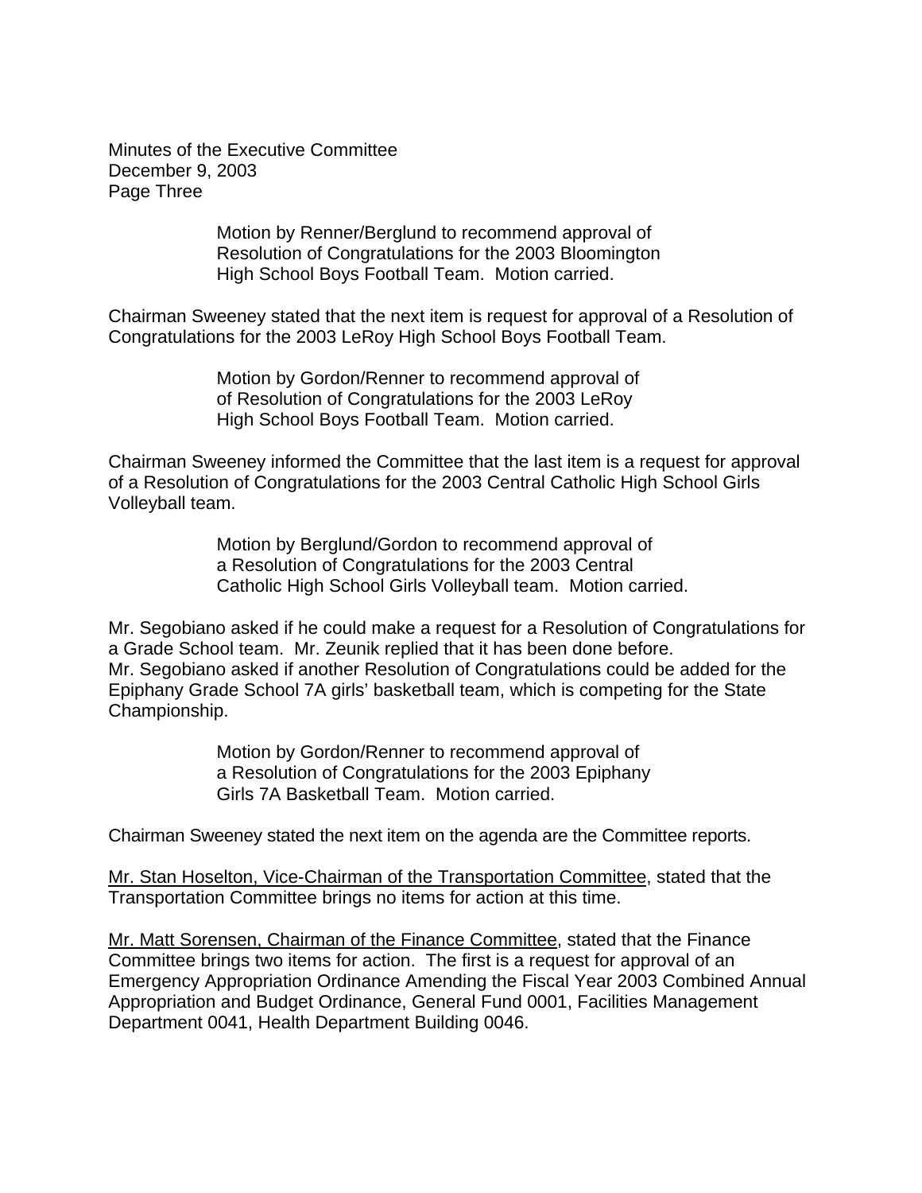Motion by Renner/Berglund to recommend approval of Resolution of Congratulations for the 2003 Bloomington High School Boys Football Team. Motion carried.

Chairman Sweeney stated that the next item is request for approval of a Resolution of Congratulations for the 2003 LeRoy High School Boys Football Team.

Motion by Gordon/Renner to recommend approval of of Resolution of Congratulations for the 2003 LeRoy High School Boys Football Team. Motion carried.

Chairman Sweeney informed the Committee that the last item is a request for approval of a Resolution of Congratulations for the 2003 Central Catholic High School Girls Volleyball team.

Motion by Berglund/Gordon to recommend approval of a Resolution of Congratulations for the 2003 Central Catholic High School Girls Volleyball team. Motion carried.

Mr. Segobiano asked if he could make a request for a Resolution of Congratulations for a Grade School team. Mr. Zeunik replied that it has been done before. Mr. Segobiano asked if another Resolution of Congratulations could be added for the Epiphany Grade School 7A girls' basketball team, which is competing for the State Championship.

Motion by Gordon/Renner to recommend approval of a Resolution of Congratulations for the 2003 Epiphany Girls 7A Basketball Team. Motion carried.

Chairman Sweeney stated the next item on the agenda are the Committee reports.

<u>Mr. Stan Hoselton, Vice-Chairman of the Transportation Committee</u>, stated that the Transportation Committee brings no items for action at this time.

<u>Mr. Matt Sorensen, Chairman of the Finance Committee</u>, stated that the Finance Committee brings two items for action. The first is a request for approval of an Emergency Appropriation Ordinance Amending the Fiscal Year 2003 Combined Annual Appropriation and Budget Ordinance, General Fund 0001, Facilities Management Department 0041, Health Department Building 0046.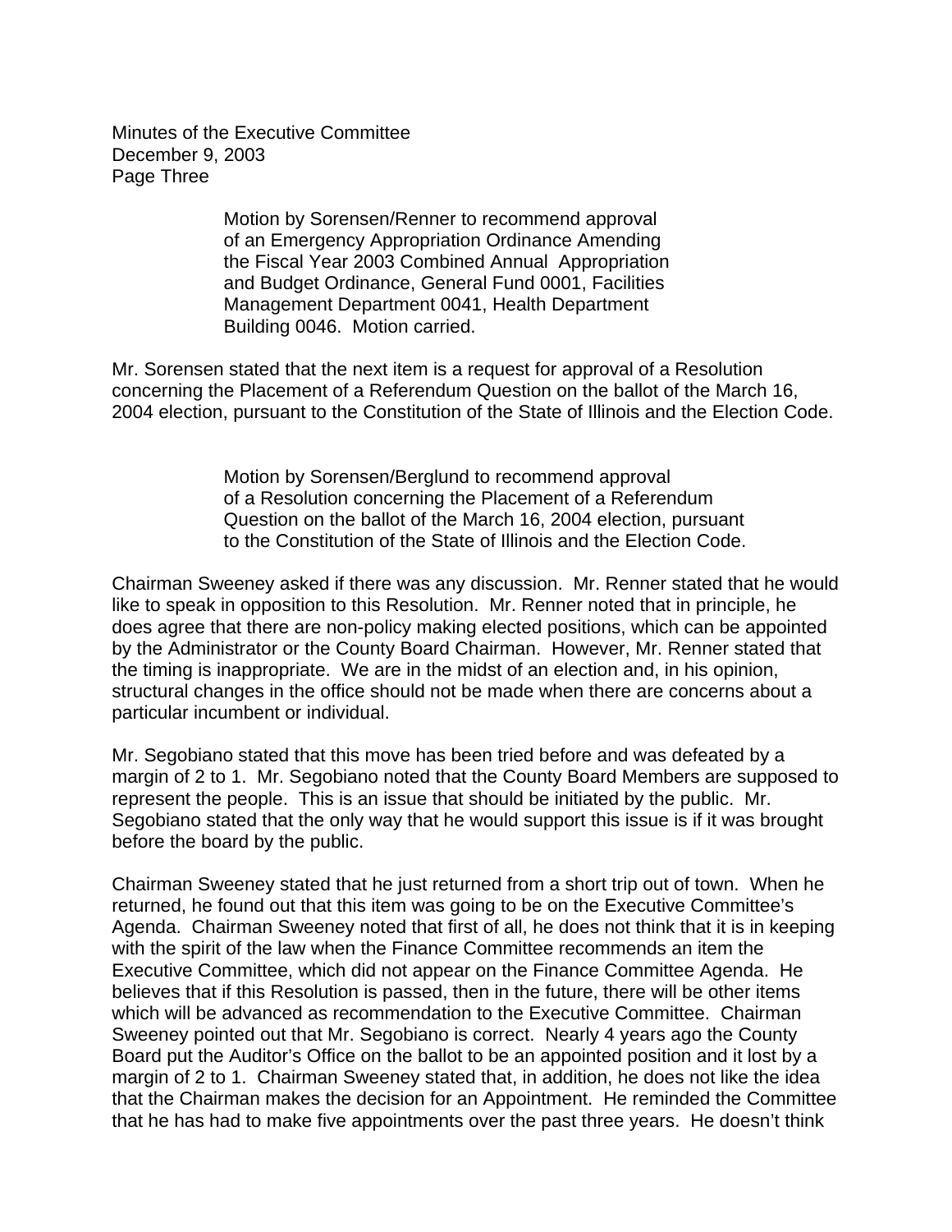> Motion by Sorensen/Renner to recommend approval of an Emergency Appropriation Ordinance Amending the Fiscal Year 2003 Combined Annual Appropriation and Budget Ordinance, General Fund 0001, Facilities Management Department 0041, Health Department Building 0046. Motion carried.

Mr. Sorensen stated that the next item is a request for approval of a Resolution concerning the Placement of a Referendum Question on the ballot of the March 16, 2004 election, pursuant to the Constitution of the State of Illinois and the Election Code.

> Motion by Sorensen/Berglund to recommend approval of a Resolution concerning the Placement of a Referendum Question on the ballot of the March 16, 2004 election, pursuant to the Constitution of the State of Illinois and the Election Code.

Chairman Sweeney asked if there was any discussion. Mr. Renner stated that he would like to speak in opposition to this Resolution. Mr. Renner noted that in principle, he does agree that there are non-policy making elected positions, which can be appointed by the Administrator or the County Board Chairman. However, Mr. Renner stated that the timing is inappropriate. We are in the midst of an election and, in his opinion, structural changes in the office should not be made when there are concerns about a particular incumbent or individual.

Mr. Segobiano stated that this move has been tried before and was defeated by a margin of 2 to 1. Mr. Segobiano noted that the County Board Members are supposed to represent the people. This is an issue that should be initiated by the public. Mr. Segobiano stated that the only way that he would support this issue is if it was brought before the board by the public.

Chairman Sweeney stated that he just returned from a short trip out of town. When he returned, he found out that this item was going to be on the Executive Committee's Agenda. Chairman Sweeney noted that first of all, he does not think that it is in keeping with the spirit of the law when the Finance Committee recommends an item the Executive Committee, which did not appear on the Finance Committee Agenda. He believes that if this Resolution is passed, then in the future, there will be other items which will be advanced as recommendation to the Executive Committee. Chairman Sweeney pointed out that Mr. Segobiano is correct. Nearly 4 years ago the County Board put the Auditor's Office on the ballot to be an appointed position and it lost by a margin of 2 to 1. Chairman Sweeney stated that, in addition, he does not like the idea that the Chairman makes the decision for an Appointment. He reminded the Committee that he has had to make five appointments over the past three years. He doesn't think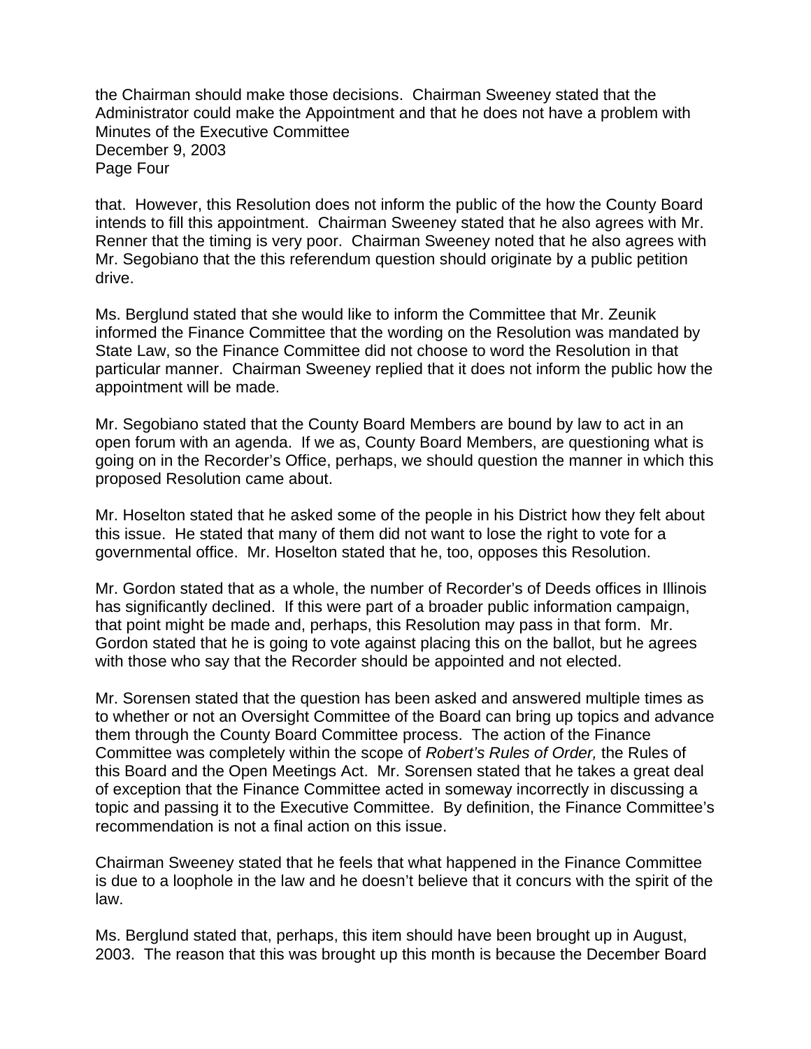the Chairman should make those decisions. Chairman Sweeney stated that the Administrator could make the Appointment and that he does not have a problem with that. However, this Resolution does not inform the public of the how the County Board intends to fill this appointment. Chairman Sweeney stated that he also agrees with Mr. Renner that the timing is very poor. Chairman Sweeney noted that he also agrees with Mr. Segobiano that the this referendum question should originate by a public petition drive.

Ms. Berglund stated that she would like to inform the Committee that Mr. Zeunik informed the Finance Committee that the wording on the Resolution was mandated by State Law, so the Finance Committee did not choose to word the Resolution in that particular manner. Chairman Sweeney replied that it does not inform the public how the appointment will be made.

Mr. Segobiano stated that the County Board Members are bound by law to act in an open forum with an agenda. If we as, County Board Members, are questioning what is going on in the Recorder's Office, perhaps, we should question the manner in which this proposed Resolution came about.

Mr. Hoselton stated that he asked some of the people in his District how they felt about this issue. He stated that many of them did not want to lose the right to vote for a governmental office. Mr. Hoselton stated that he, too, opposes this Resolution.

Mr. Gordon stated that as a whole, the number of Recorder's of Deeds offices in Illinois has significantly declined. If this were part of a broader public information campaign, that point might be made and, perhaps, this Resolution may pass in that form. Mr. Gordon stated that he is going to vote against placing this on the ballot, but he agrees with those who say that the Recorder should be appointed and not elected.

Mr. Sorensen stated that the question has been asked and answered multiple times as to whether or not an Oversight Committee of the Board can bring up topics and advance them through the County Board Committee process. The action of the Finance Committee was completely within the scope of *Robert's Rules of Order,* the Rules of this Board and the Open Meetings Act. Mr. Sorensen stated that he takes a great deal of exception that the Finance Committee acted in someway incorrectly in discussing a topic and passing it to the Executive Committee. By definition, the Finance Committee's recommendation is not a final action on this issue.

Chairman Sweeney stated that he feels that what happened in the Finance Committee is due to a loophole in the law and he doesn't believe that it concurs with the spirit of the law.

Ms. Berglund stated that, perhaps, this item should have been brought up in August, 2003. The reason that this was brought up this month is because the December Board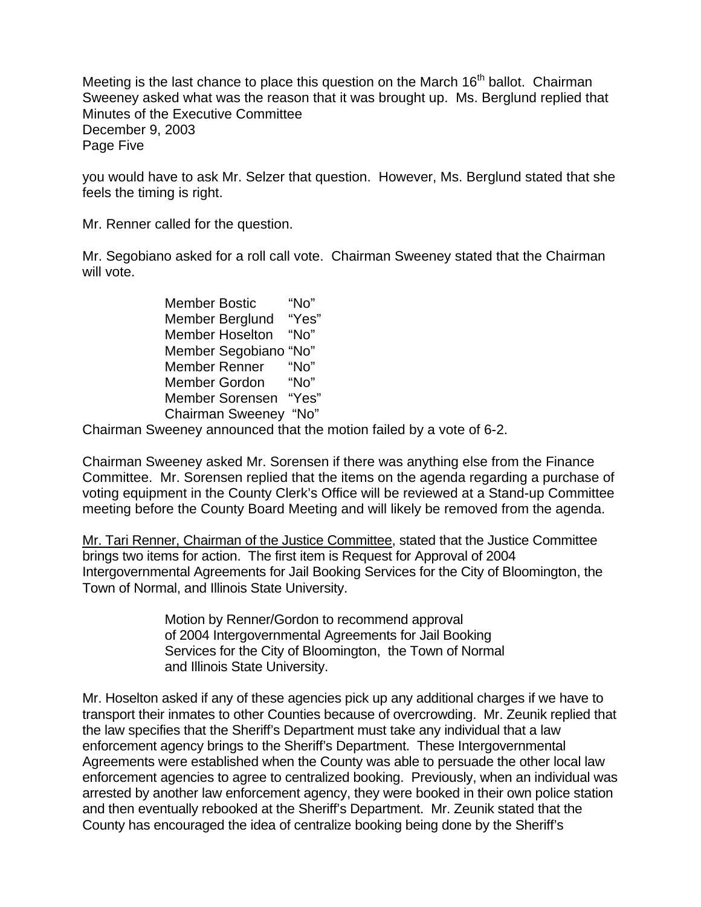Meeting is the last chance to place this question on the March 16th ballot. Chairman Sweeney asked what was the reason that it was brought up. Ms. Berglund replied that

you would have to ask Mr. Selzer that question. However, Ms. Berglund stated that she feels the timing is right.

Mr. Renner called for the question.

Mr. Segobiano asked for a roll call vote. Chairman Sweeney stated that the Chairman will vote.

| | |
|---|---|
| Member Bostic | "No" |
| Member Berglund | "Yes" |
| Member Hoselton | "No" |
| Member Segobiano | "No" |
| Member Renner | "No" |
| Member Gordon | "No" |
| Member Sorensen | "Yes" |
| Chairman Sweeney | "No" |

Chairman Sweeney announced that the motion failed by a vote of 6-2.

Chairman Sweeney asked Mr. Sorensen if there was anything else from the Finance Committee. Mr. Sorensen replied that the items on the agenda regarding a purchase of voting equipment in the County Clerk's Office will be reviewed at a Stand-up Committee meeting before the County Board Meeting and will likely be removed from the agenda.

Mr. Tari Renner, Chairman of the Justice Committee, stated that the Justice Committee brings two items for action. The first item is Request for Approval of 2004 Intergovernmental Agreements for Jail Booking Services for the City of Bloomington, the Town of Normal, and Illinois State University.

> Motion by Renner/Gordon to recommend approval of 2004 Intergovernmental Agreements for Jail Booking Services for the City of Bloomington, the Town of Normal and Illinois State University.

Mr. Hoselton asked if any of these agencies pick up any additional charges if we have to transport their inmates to other Counties because of overcrowding. Mr. Zeunik replied that the law specifies that the Sheriff's Department must take any individual that a law enforcement agency brings to the Sheriff's Department. These Intergovernmental Agreements were established when the County was able to persuade the other local law enforcement agencies to agree to centralized booking. Previously, when an individual was arrested by another law enforcement agency, they were booked in their own police station and then eventually rebooked at the Sheriff's Department. Mr. Zeunik stated that the County has encouraged the idea of centralize booking being done by the Sheriff's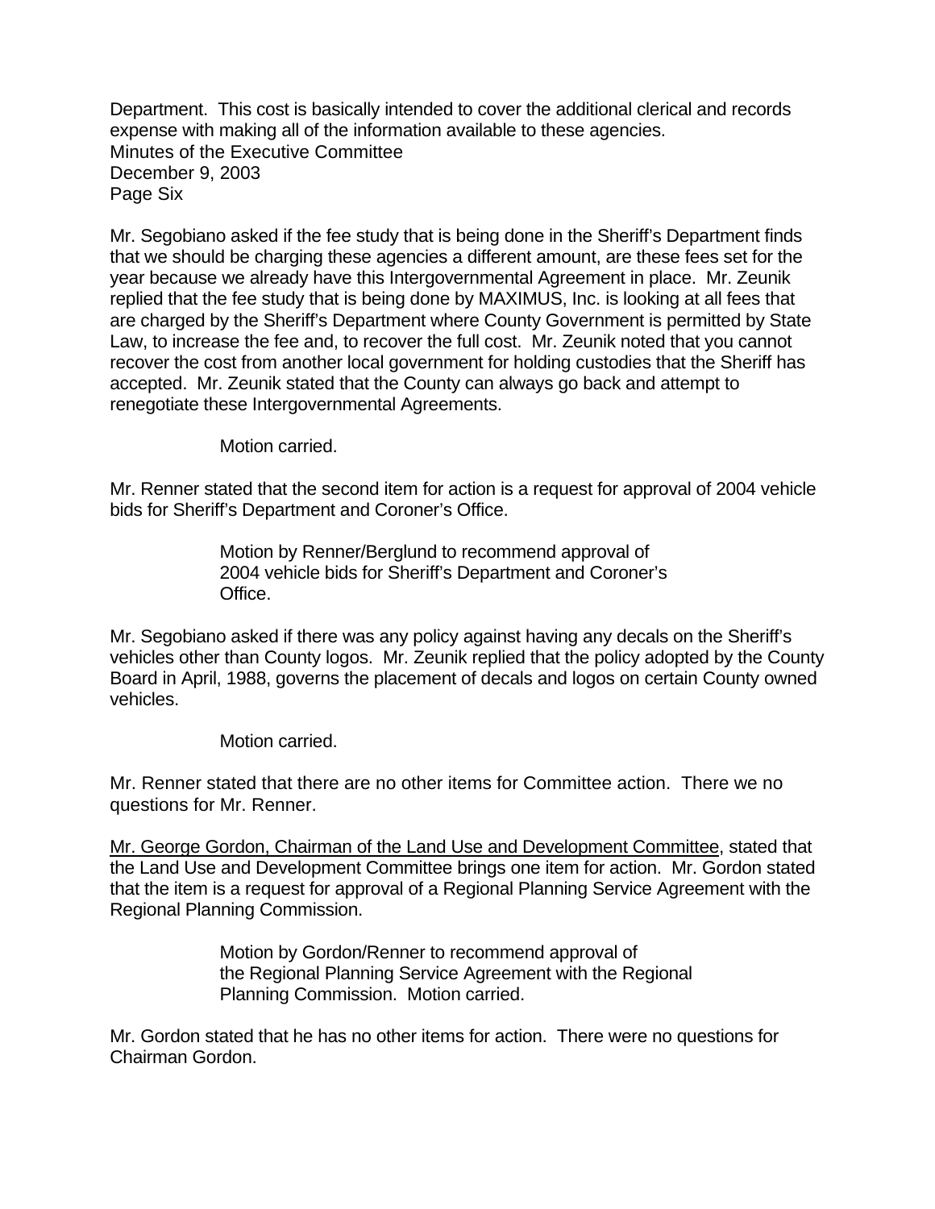Department. This cost is basically intended to cover the additional clerical and records expense with making all of the information available to these agencies.

Mr. Segobiano asked if the fee study that is being done in the Sheriff's Department finds that we should be charging these agencies a different amount, are these fees set for the year because we already have this Intergovernmental Agreement in place. Mr. Zeunik replied that the fee study that is being done by MAXIMUS, Inc. is looking at all fees that are charged by the Sheriff's Department where County Government is permitted by State Law, to increase the fee and, to recover the full cost. Mr. Zeunik noted that you cannot recover the cost from another local government for holding custodies that the Sheriff has accepted. Mr. Zeunik stated that the County can always go back and attempt to renegotiate these Intergovernmental Agreements.

> Motion carried.

Mr. Renner stated that the second item for action is a request for approval of 2004 vehicle bids for Sheriff's Department and Coroner's Office.

> Motion by Renner/Berglund to recommend approval of 2004 vehicle bids for Sheriff's Department and Coroner's Office.

Mr. Segobiano asked if there was any policy against having any decals on the Sheriff's vehicles other than County logos. Mr. Zeunik replied that the policy adopted by the County Board in April, 1988, governs the placement of decals and logos on certain County owned vehicles.

> Motion carried.

Mr. Renner stated that there are no other items for Committee action. There we no questions for Mr. Renner.

Mr. George Gordon, Chairman of the Land Use and Development Committee, stated that the Land Use and Development Committee brings one item for action. Mr. Gordon stated that the item is a request for approval of a Regional Planning Service Agreement with the Regional Planning Commission.

> Motion by Gordon/Renner to recommend approval of the Regional Planning Service Agreement with the Regional Planning Commission. Motion carried.

Mr. Gordon stated that he has no other items for action. There were no questions for Chairman Gordon.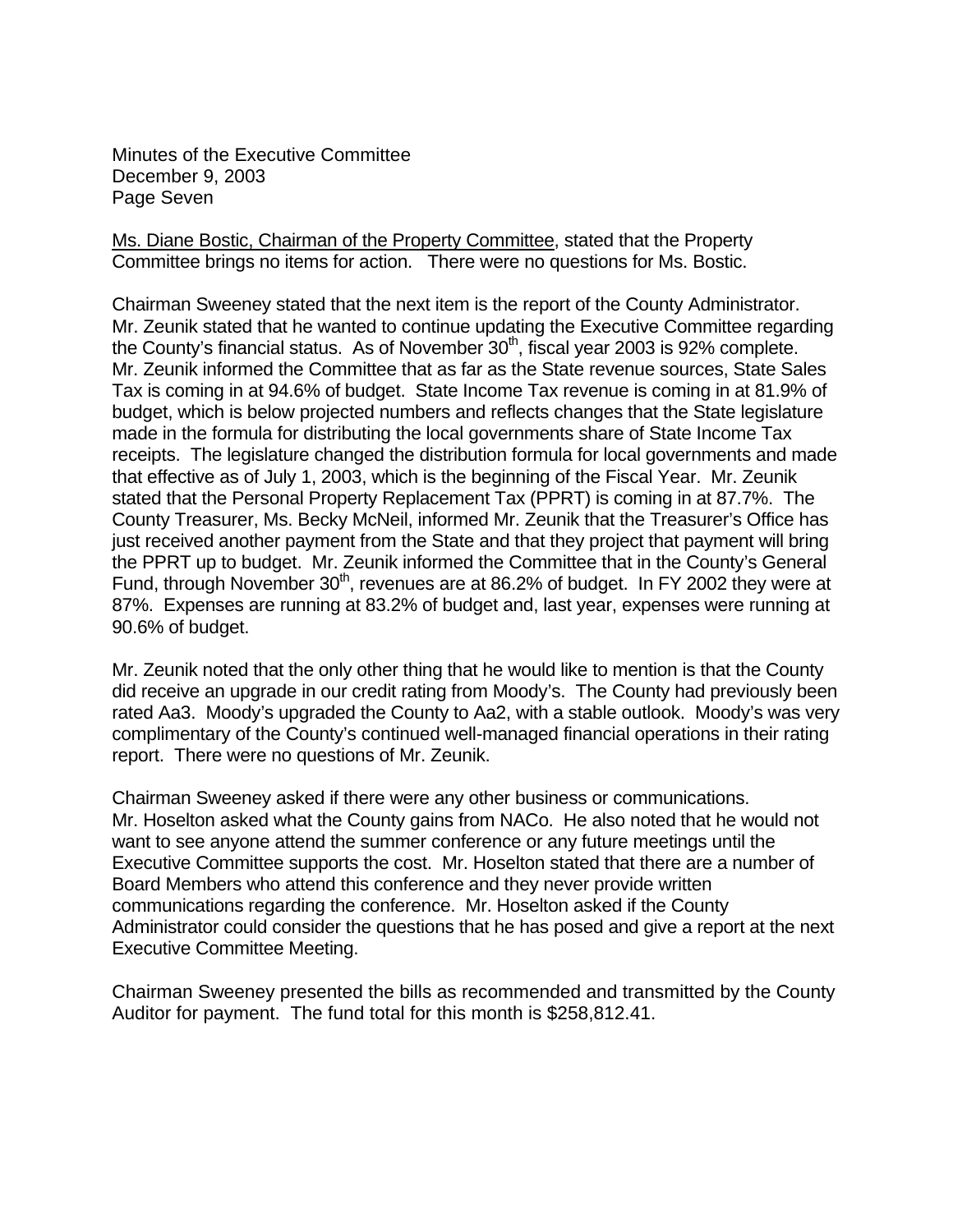Minutes of the Executive Committee
December 9, 2003
Page Seven

Ms. Diane Bostic, Chairman of the Property Committee, stated that the Property Committee brings no items for action. There were no questions for Ms. Bostic.

Chairman Sweeney stated that the next item is the report of the County Administrator. Mr. Zeunik stated that he wanted to continue updating the Executive Committee regarding the County's financial status. As of November 30th, fiscal year 2003 is 92% complete. Mr. Zeunik informed the Committee that as far as the State revenue sources, State Sales Tax is coming in at 94.6% of budget. State Income Tax revenue is coming in at 81.9% of budget, which is below projected numbers and reflects changes that the State legislature made in the formula for distributing the local governments share of State Income Tax receipts. The legislature changed the distribution formula for local governments and made that effective as of July 1, 2003, which is the beginning of the Fiscal Year. Mr. Zeunik stated that the Personal Property Replacement Tax (PPRT) is coming in at 87.7%. The County Treasurer, Ms. Becky McNeil, informed Mr. Zeunik that the Treasurer's Office has just received another payment from the State and that they project that payment will bring the PPRT up to budget. Mr. Zeunik informed the Committee that in the County's General Fund, through November 30th, revenues are at 86.2% of budget. In FY 2002 they were at 87%. Expenses are running at 83.2% of budget and, last year, expenses were running at 90.6% of budget.

Mr. Zeunik noted that the only other thing that he would like to mention is that the County did receive an upgrade in our credit rating from Moody's. The County had previously been rated Aa3. Moody's upgraded the County to Aa2, with a stable outlook. Moody's was very complimentary of the County's continued well-managed financial operations in their rating report. There were no questions of Mr. Zeunik.

Chairman Sweeney asked if there were any other business or communications. Mr. Hoselton asked what the County gains from NACo. He also noted that he would not want to see anyone attend the summer conference or any future meetings until the Executive Committee supports the cost. Mr. Hoselton stated that there are a number of Board Members who attend this conference and they never provide written communications regarding the conference. Mr. Hoselton asked if the County Administrator could consider the questions that he has posed and give a report at the next Executive Committee Meeting.

Chairman Sweeney presented the bills as recommended and transmitted by the County Auditor for payment. The fund total for this month is $258,812.41.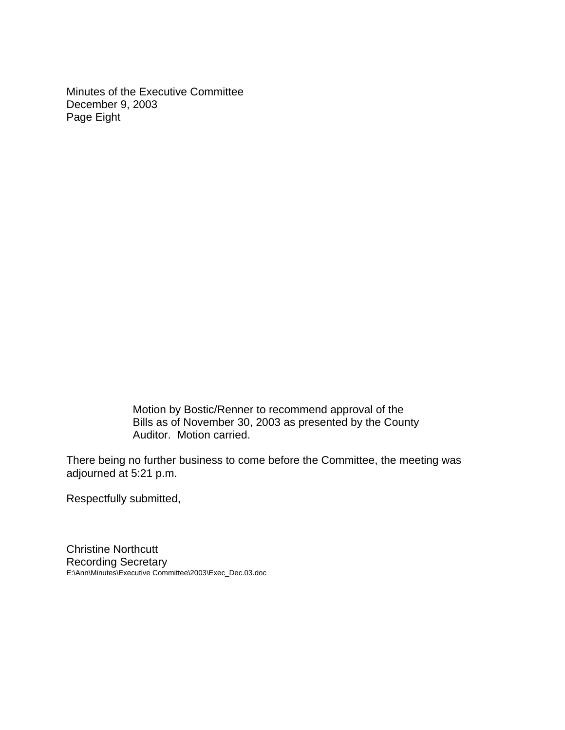Motion by Bostic/Renner to recommend approval of the Bills as of November 30, 2003 as presented by the County Auditor. Motion carried.

There being no further business to come before the Committee, the meeting was adjourned at 5:21 p.m.

Respectfully submitted,

Christine Northcutt
Recording Secretary
E:\Ann\Minutes\Executive Committee\2003\Exec_Dec.03.doc